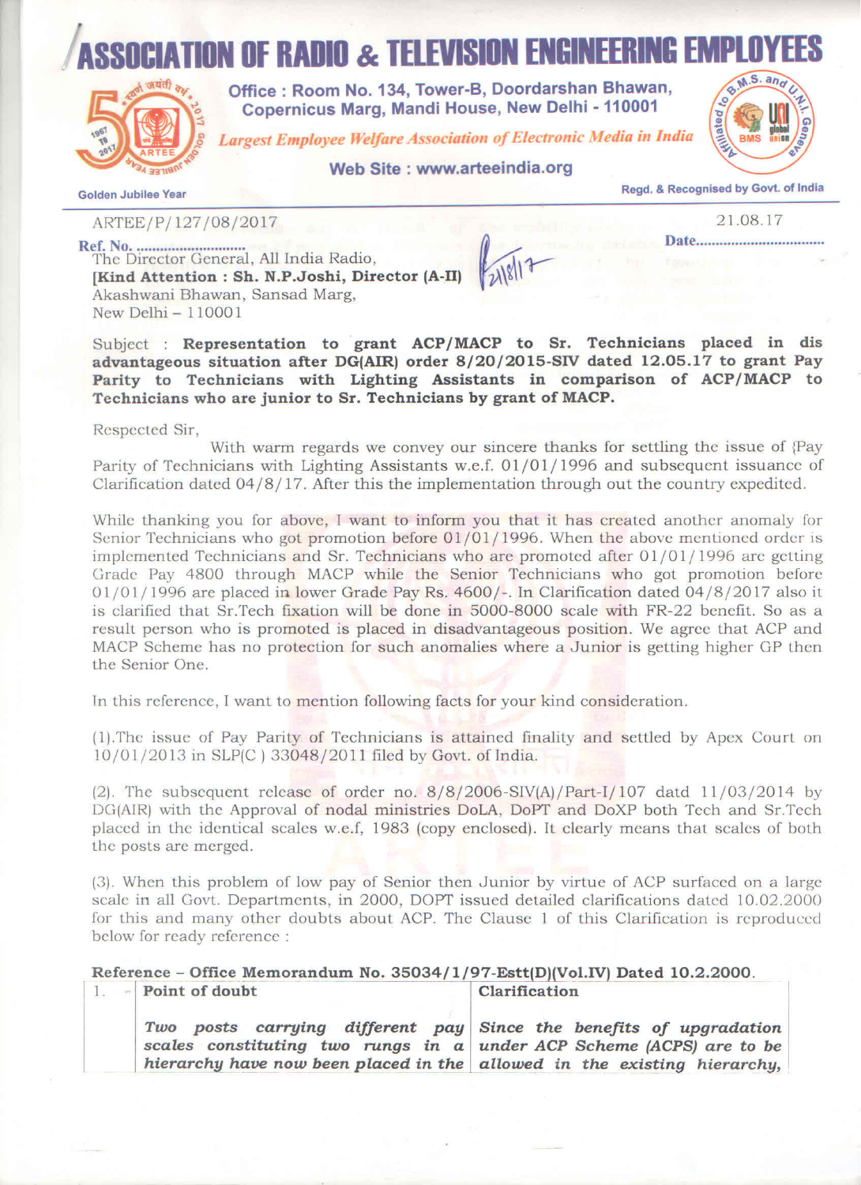# ASSOCIATION OF RADIO & TELEVISION ENGINEERING EMPLOYEES

**Office : Room No. 134, Tower-B, Doordarshan Bhawan, Copernicus Marg, Mandi House, New Delhi - 110001**

*Largest Employee Welfare Association of Electronic Media in India*

**Web Site : www.arteeindia.org**

Golden Jubilee Year

Regd. & Recognised by Govt. of India

Ref. No. ARTEE/P/127/08/2017

Date 21.08.17

The Director General, All India Radio,
**[Kind Attention : Sh. N.P.Joshi, Director (A-II)**
Akashwani Bhawan, Sansad Marg,
New Delhi – 110001

Subject : **Representation to grant ACP/MACP to Sr. Technicians placed in dis advantageous situation after DG(AIR) order 8/20/2015-SIV dated 12.05.17 to grant Pay Parity to Technicians with Lighting Assistants in comparison of ACP/MACP to Technicians who are junior to Sr. Technicians by grant of MACP.**

Respected Sir,

With warm regards we convey our sincere thanks for settling the issue of {Pay Parity of Technicians with Lighting Assistants w.e.f. 01/01/1996 and subsequent issuance of Clarification dated 04/8/17. After this the implementation through out the country expedited.

While thanking you for above, I want to inform you that it has created another anomaly for Senior Technicians who got promotion before 01/01/1996. When the above mentioned order is implemented Technicians and Sr. Technicians who are promoted after 01/01/1996 are getting Grade Pay 4800 through MACP while the Senior Technicians who got promotion before 01/01/1996 are placed in lower Grade Pay Rs. 4600/-. In Clarification dated 04/8/2017 also it is clarified that Sr.Tech fixation will be done in 5000-8000 scale with FR-22 benefit. So as a result person who is promoted is placed in disadvantageous position. We agree that ACP and MACP Scheme has no protection for such anomalies where a Junior is getting higher GP then the Senior One.

In this reference, I want to mention following facts for your kind consideration.

(1).The issue of Pay Parity of Technicians is attained finality and settled by Apex Court on 10/01/2013 in SLP(C ) 33048/2011 filed by Govt. of India.

(2). The subsequent release of order no. 8/8/2006-SIV(A)/Part-I/107 datd 11/03/2014 by DG(AIR) with the Approval of nodal ministries DoLA, DoPT and DoXP both Tech and Sr.Tech placed in the identical scales w.e.f, 1983 (copy enclosed). It clearly means that scales of both the posts are merged.

(3). When this problem of low pay of Senior then Junior by virtue of ACP surfaced on a large scale in all Govt. Departments, in 2000, DOPT issued detailed clarifications dated 10.02.2000 for this and many other doubts about ACP. The Clause 1 of this Clarification is reproduced below for ready reference :

**Reference – Office Memorandum No. 35034/1/97-Estt(D)(Vol.IV) Dated 10.2.2000.**

| 1. | **Point of doubt** | **Clarification** |
|---|---|---|
| | *Two posts carrying different pay scales constituting two rungs in a hierarchy have now been placed in the* | *Since the benefits of upgradation under ACP Scheme (ACPS) are to be allowed in the existing hierarchy,* |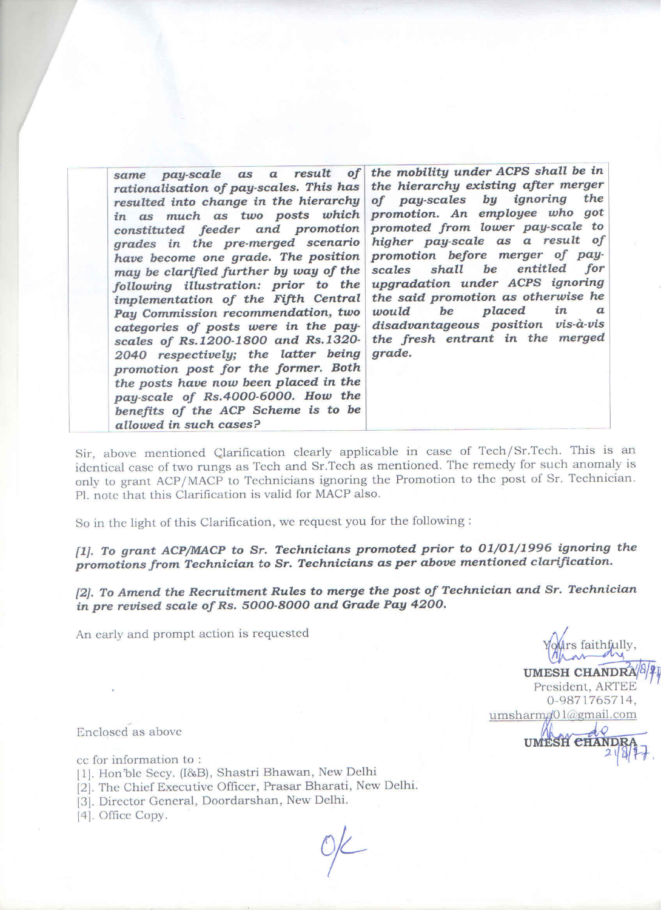| | | |
|---|---|---|
| | *same pay-scale as a result of rationalisation of pay-scales. This has resulted into change in the hierarchy in as much as two posts which constituted feeder and promotion grades in the pre-merged scenario have become one grade. The position may be clarified further by way of the following illustration: prior to the implementation of the Fifth Central Pay Commission recommendation, two categories of posts were in the pay-scales of Rs.1200-1800 and Rs.1320-2040 respectively; the latter being promotion post for the former. Both the posts have now been placed in the pay-scale of Rs.4000-6000. How the benefits of the ACP Scheme is to be allowed in such cases?* | *the mobility under ACPS shall be in the hierarchy existing after merger of pay-scales by ignoring the promotion. An employee who got promoted from lower pay-scale to higher pay-scale as a result of promotion before merger of pay-scales shall be entitled for upgradation under ACPS ignoring the said promotion as otherwise he would be placed in a disadvantageous position vis-à-vis the fresh entrant in the merged grade.* |

Sir, above mentioned Clarification clearly applicable in case of Tech/Sr.Tech. This is an identical case of two rungs as Tech and Sr.Tech as mentioned. The remedy for such anomaly is only to grant ACP/MACP to Technicians ignoring the Promotion to the post of Sr. Technician. Pl. note that this Clarification is valid for MACP also.

So in the light of this Clarification, we request you for the following :

***[1]. To grant ACP/MACP to Sr. Technicians promoted prior to 01/01/1996 ignoring the promotions from Technician to Sr. Technicians as per above mentioned clarification.***

***[2]. To Amend the Recruitment Rules to merge the post of Technician and Sr. Technician in pre revised scale of Rs. 5000-8000 and Grade Pay 4200.***

An early and prompt action is requested

Yours faithfully,

**UMESH CHANDRA** 21/8/17

President, ARTEE

0-9871765714,

umsharma01@gmail.com

**UMESH CHANDRA** 21/8/17

Enclosed as above

cc for information to :

[1]. Hon'ble Secy. (I&B), Shastri Bhawan, New Delhi

[2]. The Chief Executive Officer, Prasar Bharati, New Delhi.

[3]. Director General, Doordarshan, New Delhi.

[4]. Office Copy.

OK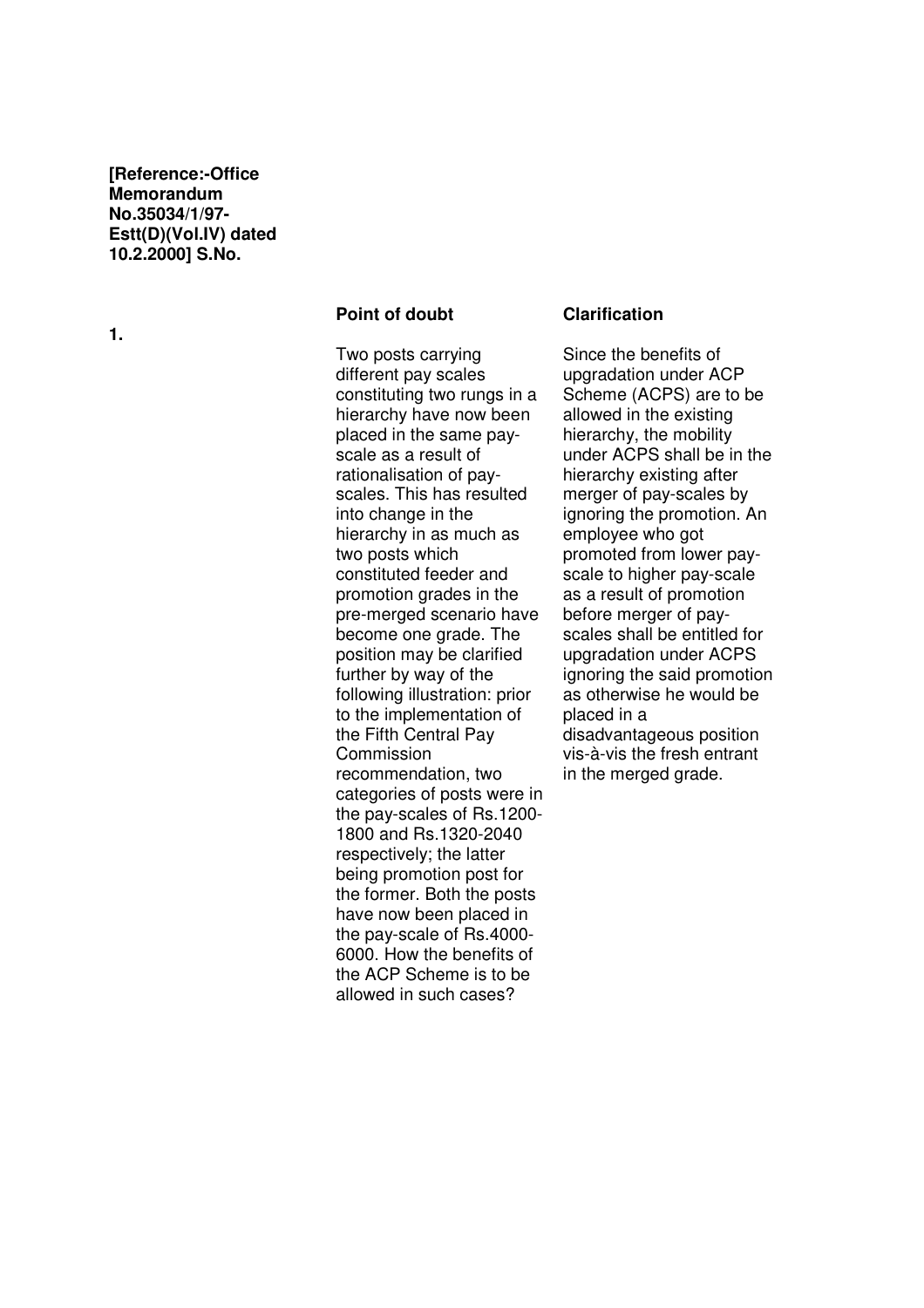**[Reference:-Office Memorandum No.35034/1/97-Estt(D)(Vol.IV) dated 10.2.2000]**

| S.No. | Point of doubt | Clarification |
| --- | --- | --- |
| 1. | Two posts carrying different pay scales constituting two rungs in a hierarchy have now been placed in the same pay-scale as a result of rationalisation of pay-scales. This has resulted into change in the hierarchy in as much as two posts which constituted feeder and promotion grades in the pre-merged scenario have become one grade. The position may be clarified further by way of the following illustration: prior to the implementation of the Fifth Central Pay Commission recommendation, two categories of posts were in the pay-scales of Rs.1200-1800 and Rs.1320-2040 respectively; the latter being promotion post for the former. Both the posts have now been placed in the pay-scale of Rs.4000-6000. How the benefits of the ACP Scheme is to be allowed in such cases? | Since the benefits of upgradation under ACP Scheme (ACPS) are to be allowed in the existing hierarchy, the mobility under ACPS shall be in the hierarchy existing after merger of pay-scales by ignoring the promotion. An employee who got promoted from lower pay-scale to higher pay-scale as a result of promotion before merger of pay-scales shall be entitled for upgradation under ACPS ignoring the said promotion as otherwise he would be placed in a disadvantageous position vis-à-vis the fresh entrant in the merged grade. |